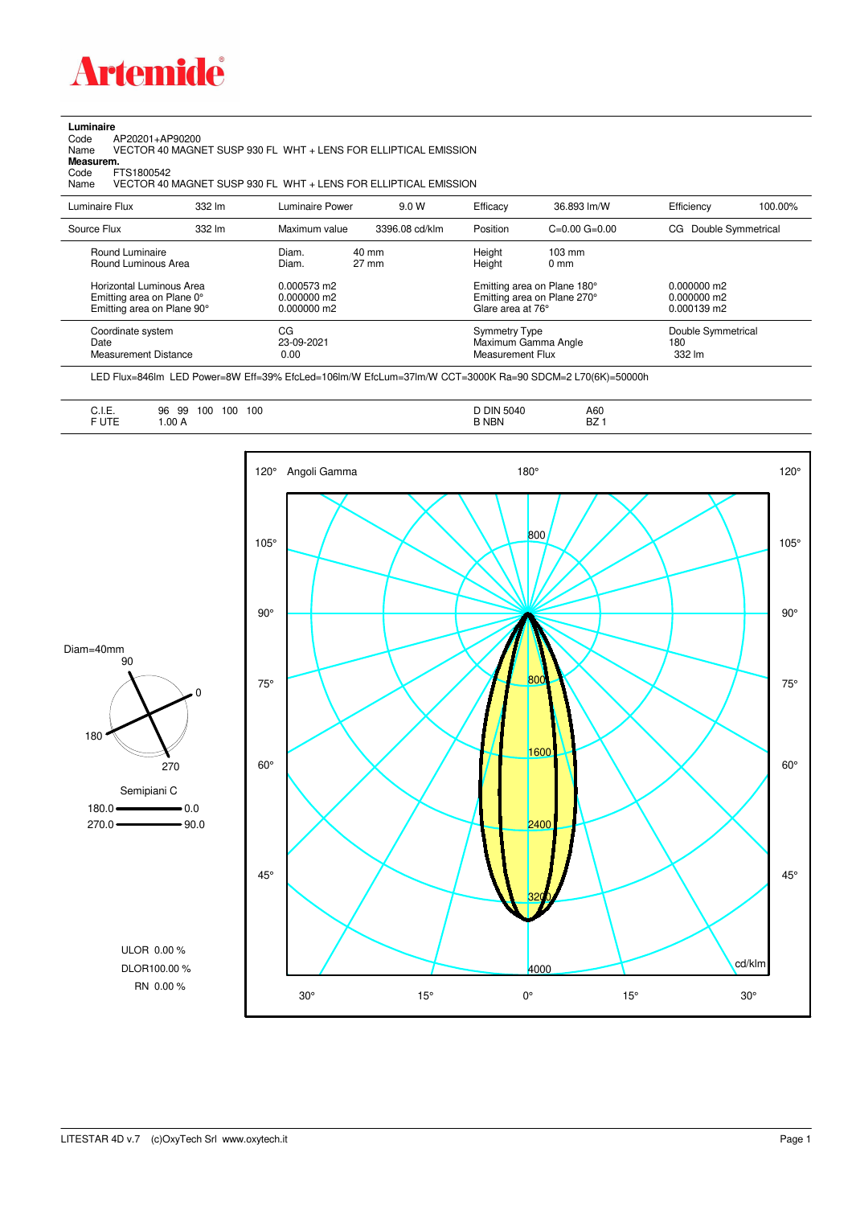**Artemide**

**Luminaire**

Code AP20201+AP90200

Name VECTOR 40 MAGNET SUSP 930 FL WHT + LENS FOR ELLIPTICAL EMISSION

**Measurem.**

Code FTS1800542

Name VECTOR 40 MAGNET SUSP 930 FL WHT + LENS FOR ELLIPTICAL EMISSION

| Luminaire Flux | 332 lm | Luminaire Power | 9.0 W | Efficacy | 36.893 lm/W | Efficiency | 100.00% |
|---|---|---|---|---|---|---|---|
| Source Flux | 332 lm | Maximum value | 3396.08 cd/klm | Position | C=0.00 G=0.00 | CG Double Symmetrical | |

| | | | | |
|---|---|---|---|---|
| Round Luminaire | Diam. 40 mm | Height 103 mm | | |
| Round Luminous Area | Diam. 27 mm | Height 0 mm | | |
| Horizontal Luminous Area | 0.000573 m2 | Emitting area on Plane 180° | 0.000000 m2 | |
| Emitting area on Plane 0° | 0.000000 m2 | Emitting area on Plane 270° | 0.000000 m2 | |
| Emitting area on Plane 90° | 0.000000 m2 | Glare area at 76° | 0.000139 m2 | |
| Coordinate system | CG | Symmetry Type | Double Symmetrical | |
| Date | 23-09-2021 | Maximum Gamma Angle | 180 | |
| Measurement Distance | 0.00 | Measurement Flux | 332 lm | |

LED Flux=846lm LED Power=8W Eff=39% EfcLed=106lm/W EfcLum=37lm/W CCT=3000K Ra=90 SDCM=2 L70(6K)=50000h

| | | | |
|---|---|---|---|
| C.I.E. | 96 99 100 100 100 | D DIN 5040 | A60 |
| F UTE | 1.00 A | B NBN | BZ 1 |

Diam=40mm

Semipiani C

180.0 — 0.0

270.0 — 90.0

ULOR 0.00 %

DLOR100.00 %

RN 0.00 %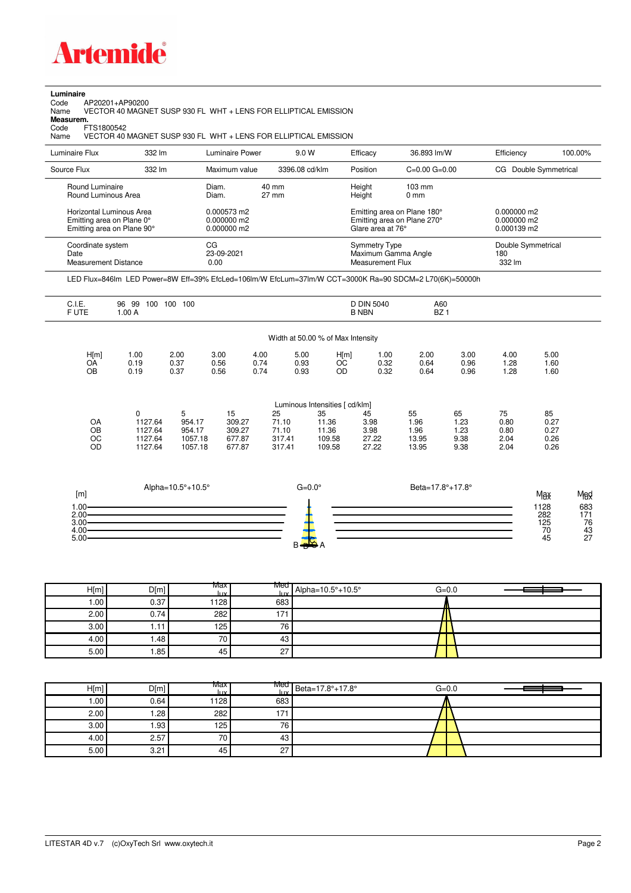Artemide

**Luminaire**
Code AP20201+AP90200
Name VECTOR 40 MAGNET SUSP 930 FL WHT + LENS FOR ELLIPTICAL EMISSION
**Measurem.**
Code FTS1800542
Name VECTOR 40 MAGNET SUSP 930 FL WHT + LENS FOR ELLIPTICAL EMISSION

| | | | | | | | |
|---|---|---|---|---|---|---|---|
| Luminaire Flux | 332 lm | Luminaire Power | 9.0 W | Efficacy | 36.893 lm/W | Efficiency | 100.00% |
| Source Flux | 332 lm | Maximum value | 3396.08 cd/klm | Position | C=0.00 G=0.00 | CG | Double Symmetrical |

| | | | | | |
|---|---|---|---|---|---|
| Round Luminaire | Diam. | 40 mm | Height | 103 mm | |
| Round Luminous Area | Diam. | 27 mm | Height | 0 mm | |
| Horizontal Luminous Area | 0.000573 m2 | | Emitting area on Plane 180° | | 0.000000 m2 |
| Emitting area on Plane 0° | 0.000000 m2 | | Emitting area on Plane 270° | | 0.000000 m2 |
| Emitting area on Plane 90° | 0.000000 m2 | | Glare area at 76° | | 0.000139 m2 |
| Coordinate system | CG | | Symmetry Type | | Double Symmetrical |
| Date | 23-09-2021 | | Maximum Gamma Angle | | 180 |
| Measurement Distance | 0.00 | | Measurement Flux | | 332 lm |

LED Flux=846lm LED Power=8W Eff=39% EfcLed=106lm/W EfcLum=37lm/W CCT=3000K Ra=90 SDCM=2 L70(6K)=50000h

| | | | |
|---|---|---|---|
| C.I.E. | 96 99 100 100 100 | D DIN 5040 | A60 |
| F UTE | 1.00 A | B NBN | BZ 1 |

Width at 50.00 % of Max Intensity

| H[m] | 1.00 | 2.00 | 3.00 | 4.00 | 5.00 | H[m] | 1.00 | 2.00 | 3.00 | 4.00 | 5.00 |
|---|---|---|---|---|---|---|---|---|---|---|---|
| OA | 0.19 | 0.37 | 0.56 | 0.74 | 0.93 | OC | 0.32 | 0.64 | 0.96 | 1.28 | 1.60 |
| OB | 0.19 | 0.37 | 0.56 | 0.74 | 0.93 | OD | 0.32 | 0.64 | 0.96 | 1.28 | 1.60 |

Luminous Intensities [ cd/klm]

| | 0 | 5 | 15 | 25 | 35 | 45 | 55 | 65 | 75 | 85 |
|---|---|---|---|---|---|---|---|---|---|---|
| OA | 1127.64 | 954.17 | 309.27 | 71.10 | 11.36 | 3.98 | 1.96 | 1.23 | 0.80 | 0.27 |
| OB | 1127.64 | 954.17 | 309.27 | 71.10 | 11.36 | 3.98 | 1.96 | 1.23 | 0.80 | 0.27 |
| OC | 1127.64 | 1057.18 | 677.87 | 317.41 | 109.58 | 27.22 | 13.95 | 9.38 | 2.04 | 0.26 |
| OD | 1127.64 | 1057.18 | 677.87 | 317.41 | 109.58 | 27.22 | 13.95 | 9.38 | 2.04 | 0.26 |

[m] Alpha=10.5°+10.5° G=0.0° Beta=17.8°+17.8° Max lux Med lux
1.00 1128 683
2.00 282 171
3.00 125 76
4.00 70 43
5.00 45 27
B D C A

| H[m] | D[m] | Max lux | Med lux | Alpha=10.5°+10.5° | G=0.0 |
|---|---|---|---|---|---|
| 1.00 | 0.37 | 1128 | 683 | | |
| 2.00 | 0.74 | 282 | 171 | | |
| 3.00 | 1.11 | 125 | 76 | | |
| 4.00 | 1.48 | 70 | 43 | | |
| 5.00 | 1.85 | 45 | 27 | | |

| H[m] | D[m] | Max lux | Med lux | Beta=17.8°+17.8° | G=0.0 |
|---|---|---|---|---|---|
| 1.00 | 0.64 | 1128 | 683 | | |
| 2.00 | 1.28 | 282 | 171 | | |
| 3.00 | 1.93 | 125 | 76 | | |
| 4.00 | 2.57 | 70 | 43 | | |
| 5.00 | 3.21 | 45 | 27 | | |

LITESTAR 4D v.7 (c)OxyTech Srl www.oxytech.it